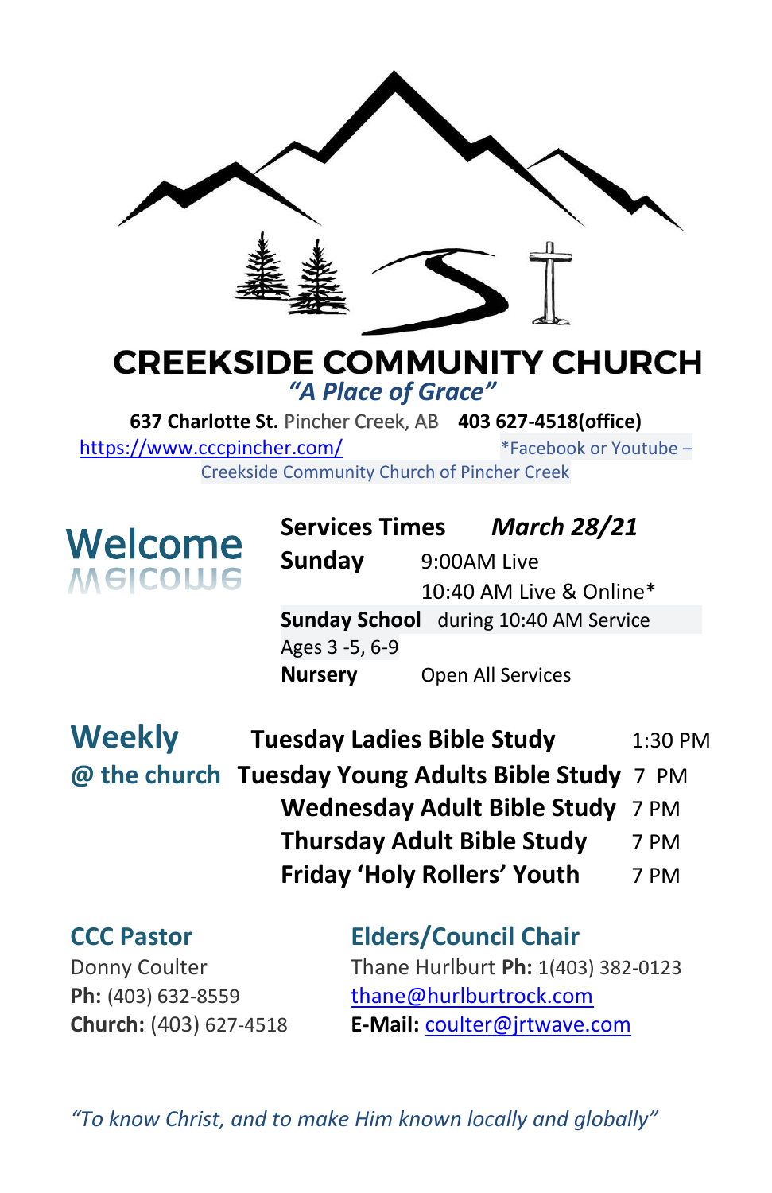# CREEKSIDE COMMUNITY CHURCH

*"A Place of Grace"*

**637 Charlotte St.** Pincher Creek, AB **403 627-4518(office)**

https://www.cccpincher.com/ *Facebook or Youtube – Creekside Community Church of Pincher Creek

## Welcome

**Services Times** ***March 28/21***

| | |
|---|---|
| **Sunday** | 9:00AM Live |
| | 10:40 AM Live & Online* |
| **Sunday School** | during 10:40 AM Service |
| Ages 3 -5, 6-9 | |
| **Nursery** | Open All Services |

## Weekly @ the church

| | |
|---|---|
| **Tuesday Ladies Bible Study** | 1:30 PM |
| **Tuesday Young Adults Bible Study** | 7 PM |
| **Wednesday Adult Bible Study** | 7 PM |
| **Thursday Adult Bible Study** | 7 PM |
| **Friday 'Holy Rollers' Youth** | 7 PM |

### CCC Pastor

Donny Coulter
**Ph:** (403) 632-8559
**Church:** (403) 627-4518
**E-Mail:** coulter@jrtwave.com

### Elders/Council Chair

Thane Hurlburt **Ph:** 1(403) 382-0123
thane@hurlburtrock.com

*"To know Christ, and to make Him known locally and globally"*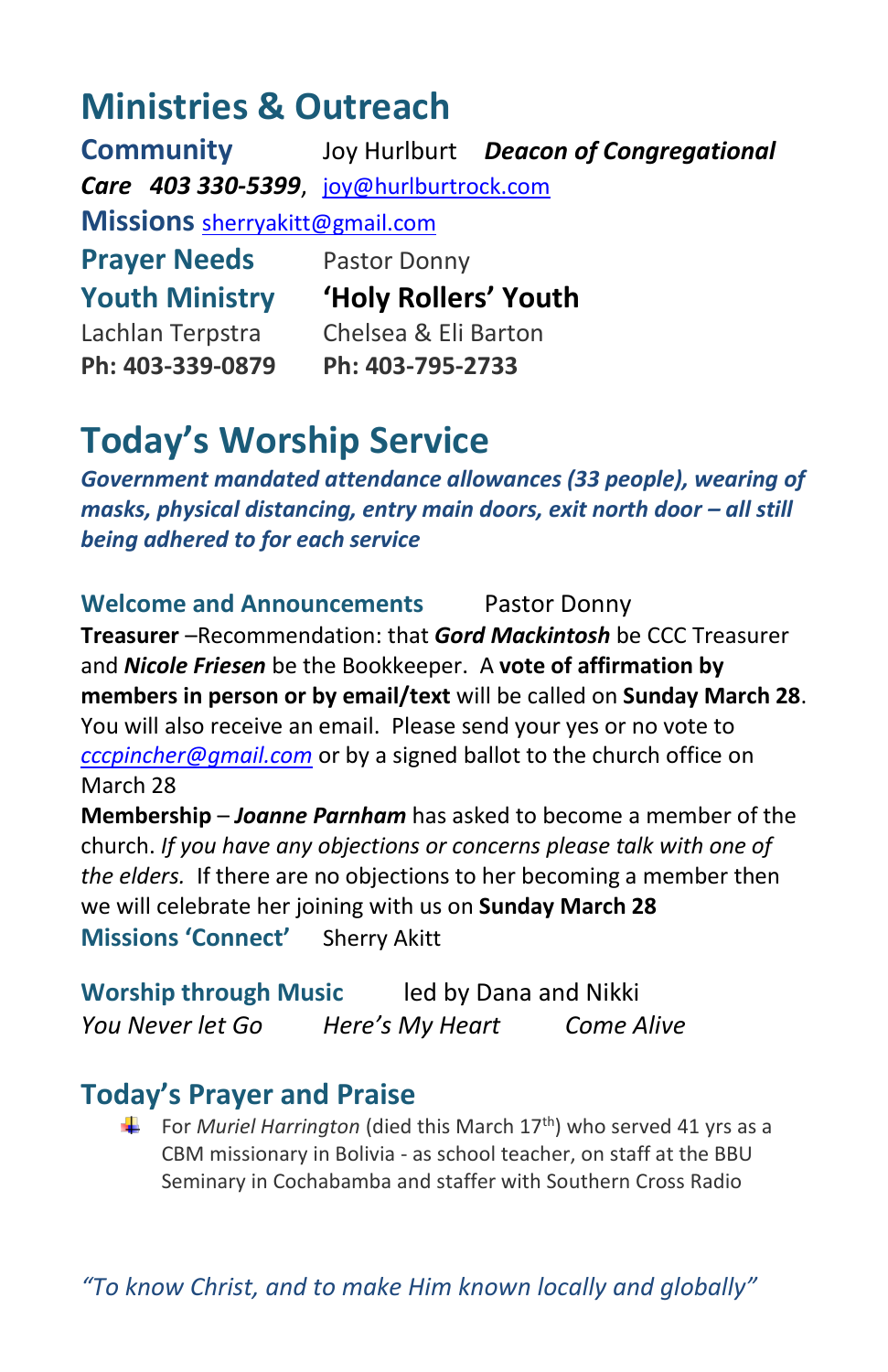# Ministries & Outreach

**Community Care** Joy Hurlburt ***Deacon of Congregational Care*** ***403 330-5399***, joy@hurlburtrock.com

**Missions** sherryakitt@gmail.com

**Prayer Needs** Pastor Donny

**Youth Ministry**
Lachlan Terpstra
**Ph: 403-339-0879**

**'Holy Rollers' Youth**
Chelsea & Eli Barton
**Ph: 403-795-2733**

# Today's Worship Service

***Government mandated attendance allowances (33 people), wearing of masks, physical distancing, entry main doors, exit north door – all still being adhered to for each service***

**Welcome and Announcements** Pastor Donny

**Treasurer** –Recommendation: that ***Gord Mackintosh*** be CCC Treasurer and ***Nicole Friesen*** be the Bookkeeper. A **vote of affirmation by members in person or by email/text** will be called on **Sunday March 28**. You will also receive an email. Please send your yes or no vote to *cccpincher@gmail.com* or by a signed ballot to the church office on March 28

**Membership** – ***Joanne Parnham*** has asked to become a member of the church. *If you have any objections or concerns please talk with one of the elders.* If there are no objections to her becoming a member then we will celebrate her joining with us on **Sunday March 28**

**Missions 'Connect'** Sherry Akitt

**Worship through Music** led by Dana and Nikki

*You Never let Go* *Here's My Heart* *Come Alive*

## Today's Prayer and Praise

- For *Muriel Harrington* (died this March 17th) who served 41 yrs as a CBM missionary in Bolivia - as school teacher, on staff at the BBU Seminary in Cochabamba and staffer with Southern Cross Radio

*"To know Christ, and to make Him known locally and globally"*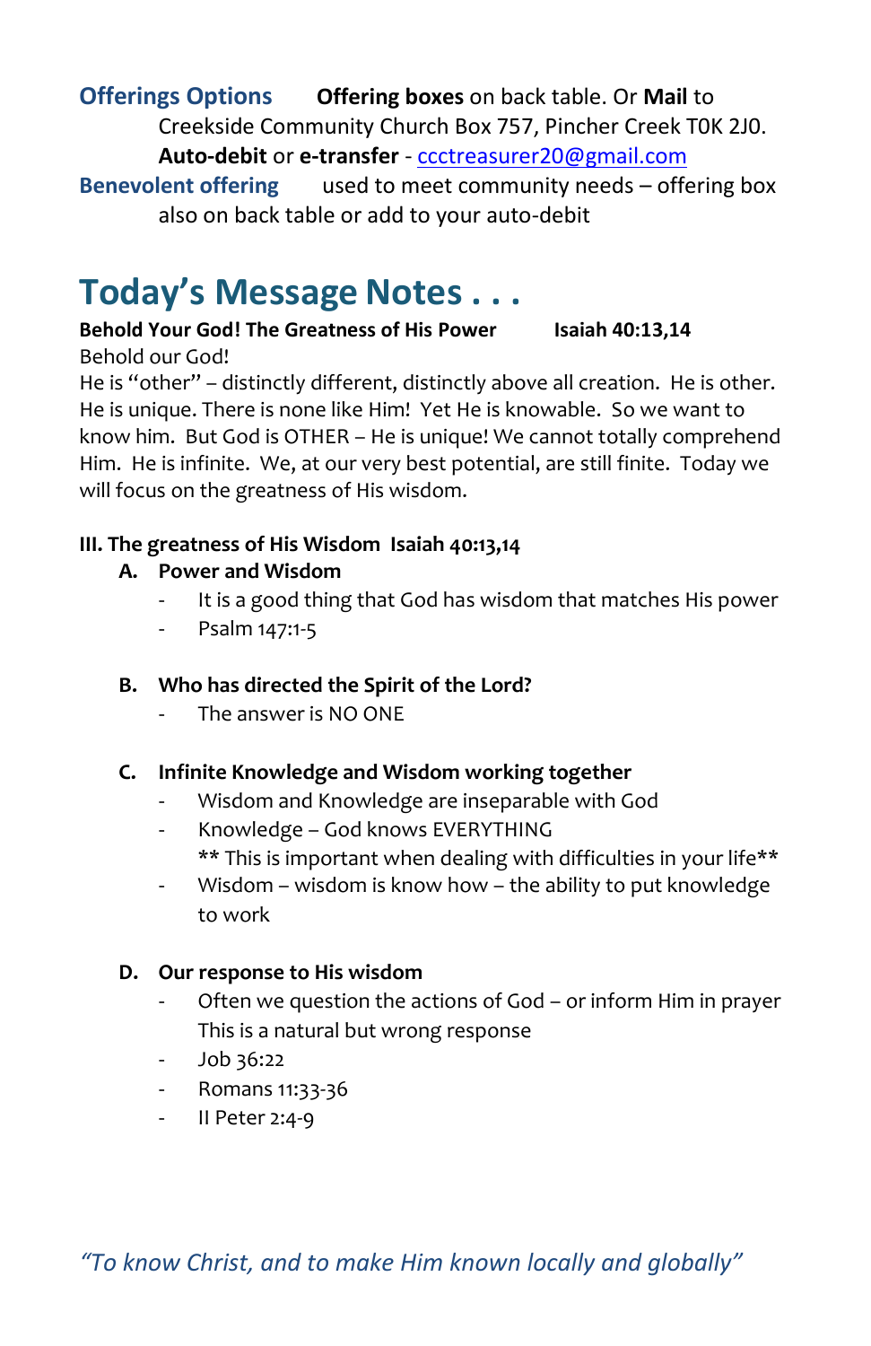**Offerings Options** **Offering boxes** on back table. Or **Mail** to Creekside Community Church Box 757, Pincher Creek T0K 2J0. **Auto-debit** or **e-transfer** - ccctreasurer20@gmail.com

**Benevolent offering** used to meet community needs – offering box also on back table or add to your auto-debit

# Today's Message Notes . . .

**Behold Your God! The Greatness of His Power** **Isaiah 40:13,14**

Behold our God!

He is "other" – distinctly different, distinctly above all creation. He is other. He is unique. There is none like Him! Yet He is knowable. So we want to know him. But God is OTHER – He is unique! We cannot totally comprehend Him. He is infinite. We, at our very best potential, are still finite. Today we will focus on the greatness of His wisdom.

**III. The greatness of His Wisdom Isaiah 40:13,14**

**A. Power and Wisdom**

- It is a good thing that God has wisdom that matches His power
- Psalm 147:1-5

**B. Who has directed the Spirit of the Lord?**

- The answer is NO ONE

**C. Infinite Knowledge and Wisdom working together**

- Wisdom and Knowledge are inseparable with God
- Knowledge – God knows EVERYTHING
  ** This is important when dealing with difficulties in your life**
- Wisdom – wisdom is know how – the ability to put knowledge to work

**D. Our response to His wisdom**

- Often we question the actions of God – or inform Him in prayer
  This is a natural but wrong response
- Job 36:22
- Romans 11:33-36
- II Peter 2:4-9

*"To know Christ, and to make Him known locally and globally"*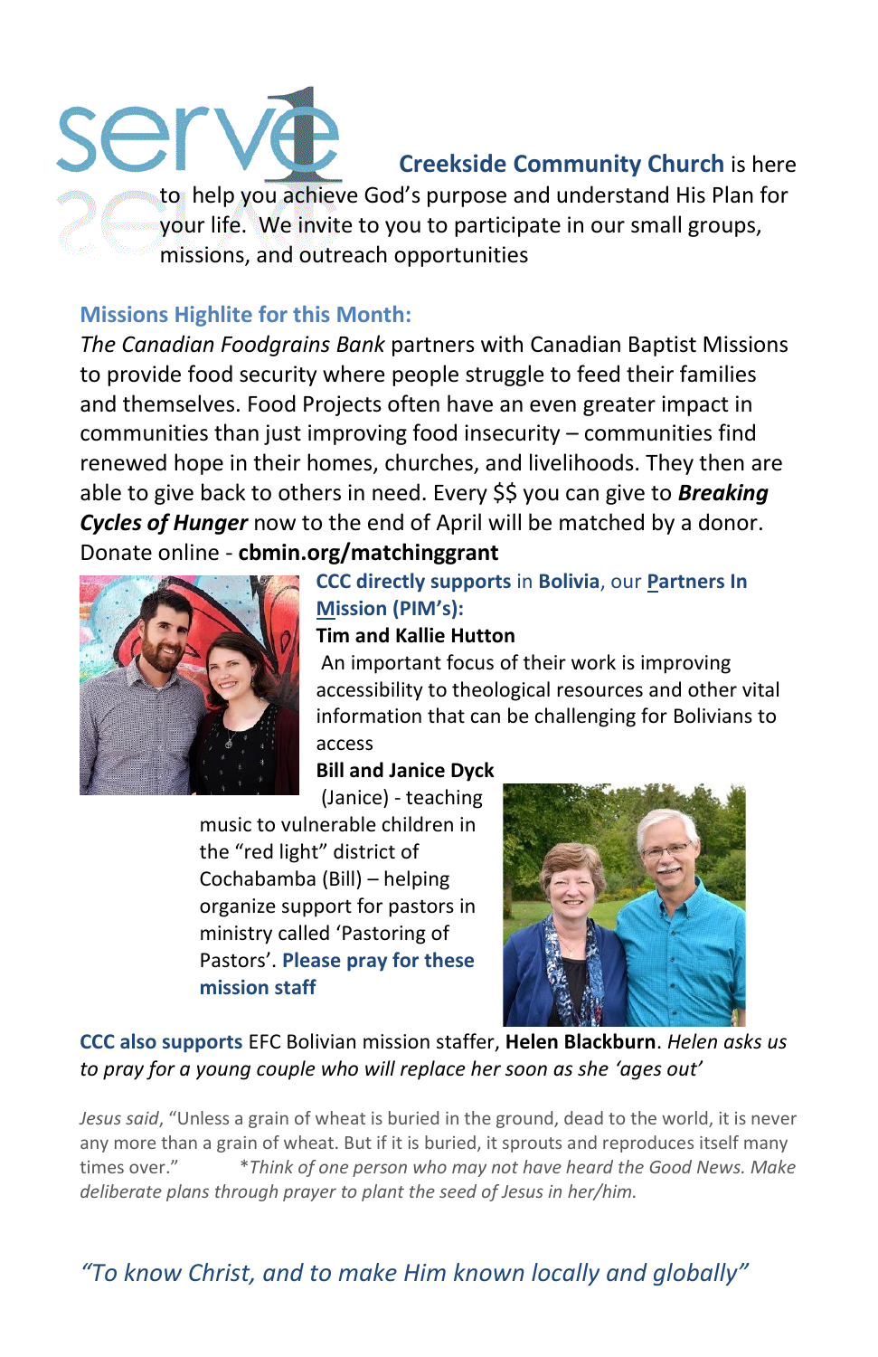serve

**Creekside Community Church** is here to help you achieve God's purpose and understand His Plan for your life. We invite to you to participate in our small groups, missions, and outreach opportunities

**Missions Highlite for this Month:**

*The Canadian Foodgrains Bank* partners with Canadian Baptist Missions to provide food security where people struggle to feed their families and themselves. Food Projects often have an even greater impact in communities than just improving food insecurity – communities find renewed hope in their homes, churches, and livelihoods. They then are able to give back to others in need. Every $$ you can give to ***Breaking Cycles of Hunger*** now to the end of April will be matched by a donor. Donate online - **cbmin.org/matchinggrant**

**CCC directly supports** in **Bolivia**, our **Partners In Mission (PIM's):**

**Tim and Kallie Hutton**

An important focus of their work is improving accessibility to theological resources and other vital information that can be challenging for Bolivians to access

**Bill and Janice Dyck**

(Janice) - teaching music to vulnerable children in the "red light" district of Cochabamba (Bill) – helping organize support for pastors in ministry called 'Pastoring of Pastors'. **Please pray for these mission staff**

**CCC also supports** EFC Bolivian mission staffer, **Helen Blackburn**. *Helen asks us to pray for a young couple who will replace her soon as she 'ages out'*

*Jesus said*, "Unless a grain of wheat is buried in the ground, dead to the world, it is never any more than a grain of wheat. But if it is buried, it sprouts and reproduces itself many times over." *\*Think of one person who may not have heard the Good News. Make deliberate plans through prayer to plant the seed of Jesus in her/him.*

*"To know Christ, and to make Him known locally and globally"*